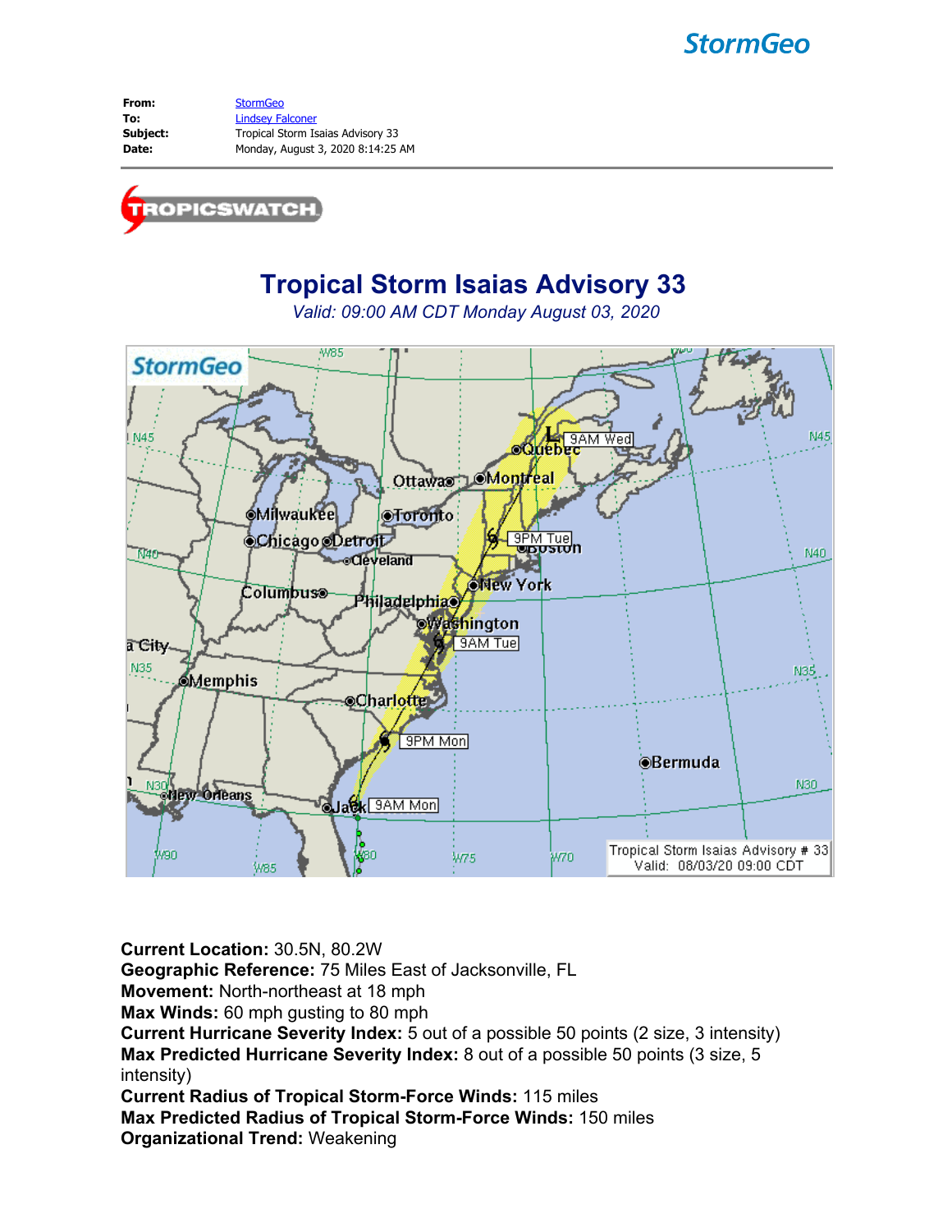StormGeo

| | |
|---|---|
| **From:** | StormGeo |
| **To:** | Lindsey Falconer |
| **Subject:** | Tropical Storm Isaias Advisory 33 |
| **Date:** | Monday, August 3, 2020 8:14:25 AM |

TROPICSWATCH

# Tropical Storm Isaias Advisory 33

*Valid: 09:00 AM CDT Monday August 03, 2020*

**Current Location:** 30.5N, 80.2W
**Geographic Reference:** 75 Miles East of Jacksonville, FL
**Movement:** North-northeast at 18 mph
**Max Winds:** 60 mph gusting to 80 mph
**Current Hurricane Severity Index:** 5 out of a possible 50 points (2 size, 3 intensity)
**Max Predicted Hurricane Severity Index:** 8 out of a possible 50 points (3 size, 5 intensity)
**Current Radius of Tropical Storm-Force Winds:** 115 miles
**Max Predicted Radius of Tropical Storm-Force Winds:** 150 miles
**Organizational Trend:** Weakening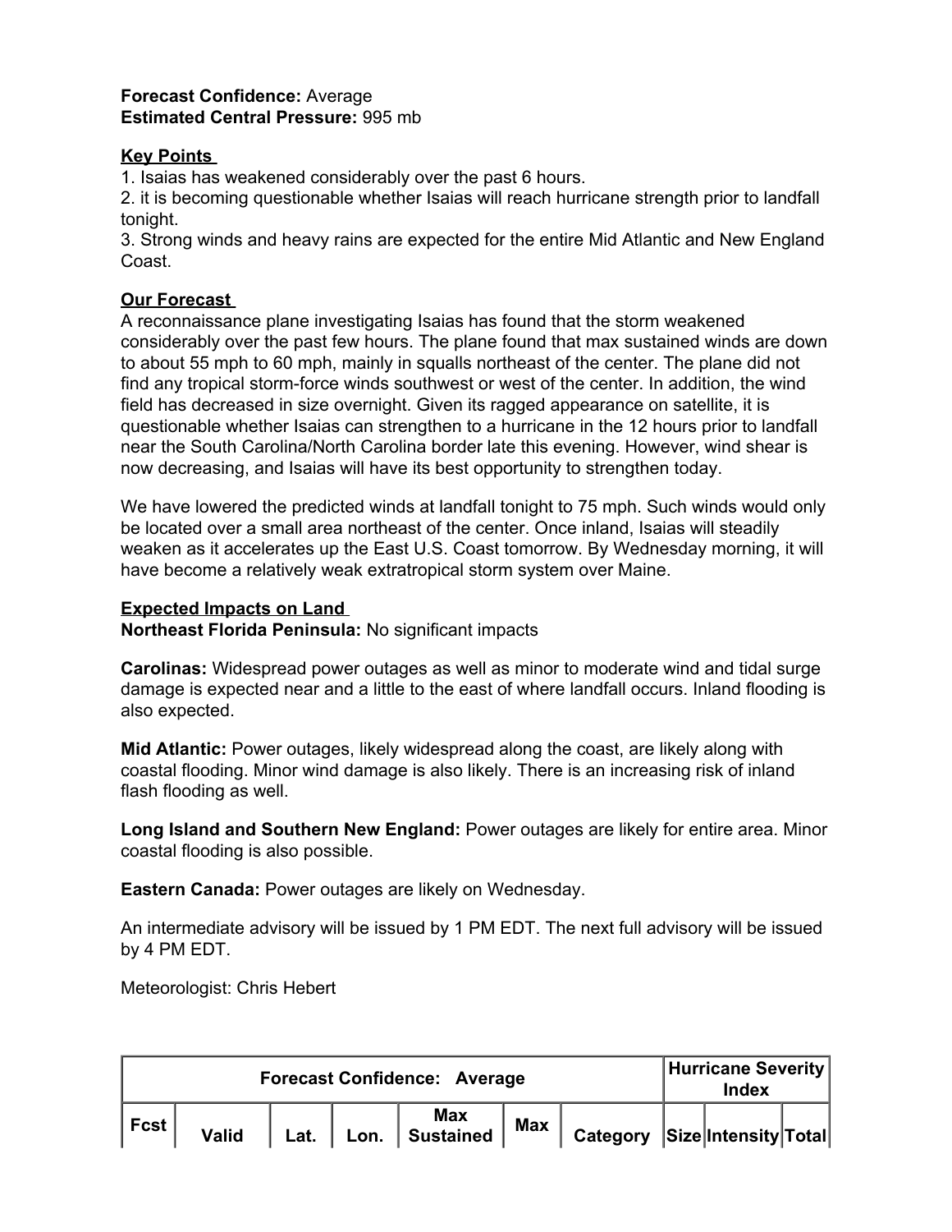**Forecast Confidence:** Average
**Estimated Central Pressure:** 995 mb

**Key Points**
1. Isaias has weakened considerably over the past 6 hours.
2. it is becoming questionable whether Isaias will reach hurricane strength prior to landfall tonight.
3. Strong winds and heavy rains are expected for the entire Mid Atlantic and New England Coast.

**Our Forecast**
A reconnaissance plane investigating Isaias has found that the storm weakened considerably over the past few hours. The plane found that max sustained winds are down to about 55 mph to 60 mph, mainly in squalls northeast of the center. The plane did not find any tropical storm-force winds southwest or west of the center. In addition, the wind field has decreased in size overnight. Given its ragged appearance on satellite, it is questionable whether Isaias can strengthen to a hurricane in the 12 hours prior to landfall near the South Carolina/North Carolina border late this evening. However, wind shear is now decreasing, and Isaias will have its best opportunity to strengthen today.

We have lowered the predicted winds at landfall tonight to 75 mph. Such winds would only be located over a small area northeast of the center. Once inland, Isaias will steadily weaken as it accelerates up the East U.S. Coast tomorrow. By Wednesday morning, it will have become a relatively weak extratropical storm system over Maine.

**Expected Impacts on Land**
**Northeast Florida Peninsula:** No significant impacts

**Carolinas:** Widespread power outages as well as minor to moderate wind and tidal surge damage is expected near and a little to the east of where landfall occurs. Inland flooding is also expected.

**Mid Atlantic:** Power outages, likely widespread along the coast, are likely along with coastal flooding. Minor wind damage is also likely. There is an increasing risk of inland flash flooding as well.

**Long Island and Southern New England:** Power outages are likely for entire area. Minor coastal flooding is also possible.

**Eastern Canada:** Power outages are likely on Wednesday.

An intermediate advisory will be issued by 1 PM EDT. The next full advisory will be issued by 4 PM EDT.

Meteorologist: Chris Hebert

| Forecast Confidence: Average | | | | | | | Hurricane Severity Index | | |
|---|---|---|---|---|---|---|---|---|---|
| Fcst | Valid | Lat. | Lon. | Max Sustained | Max | Category | Size | Intensity | Total |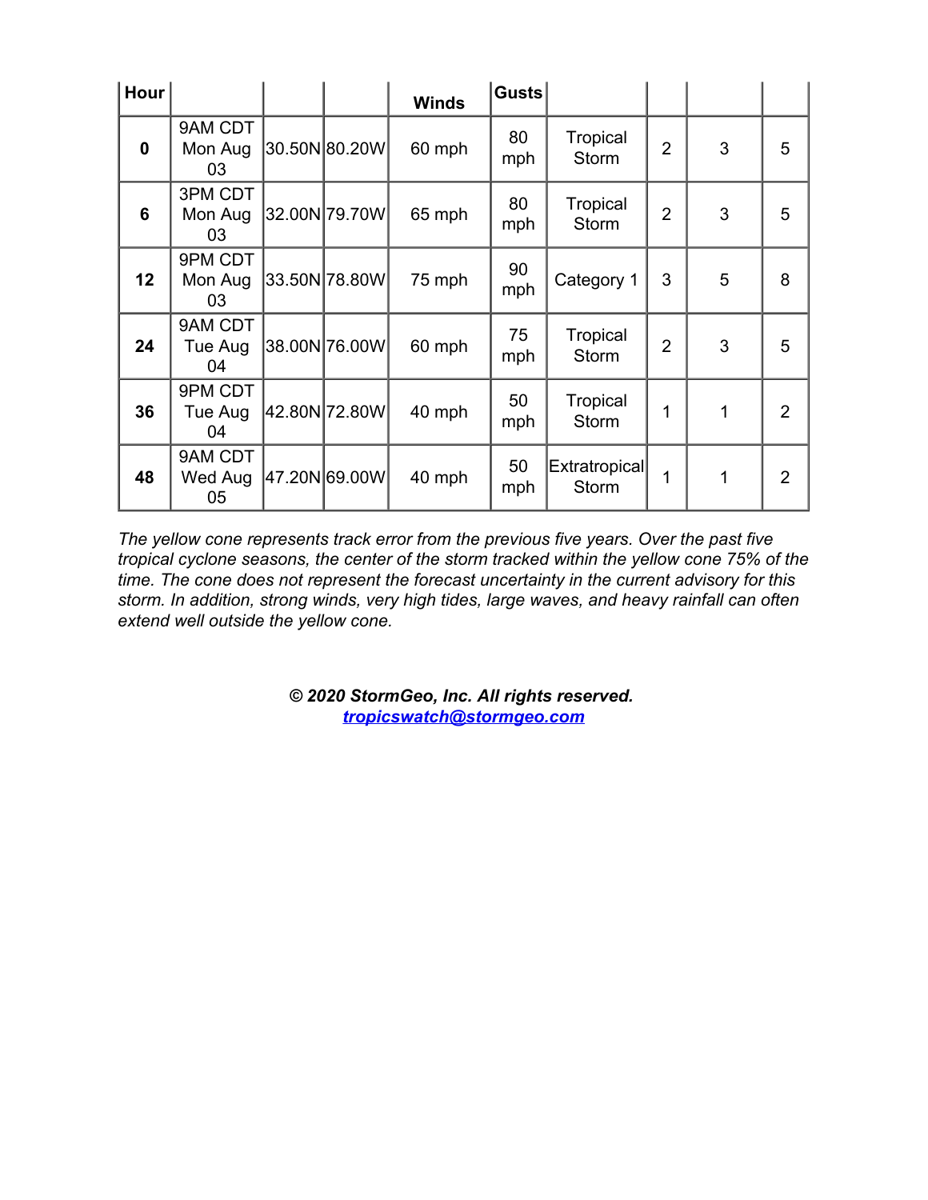| Hour | | | | Winds | Gusts | | | | |
|---|---|---|---|---|---|---|---|---|---|
| **0** | 9AM CDT Mon Aug 03 | 30.50N | 80.20W | 60 mph | 80 mph | Tropical Storm | 2 | 3 | 5 |
| **6** | 3PM CDT Mon Aug 03 | 32.00N | 79.70W | 65 mph | 80 mph | Tropical Storm | 2 | 3 | 5 |
| **12** | 9PM CDT Mon Aug 03 | 33.50N | 78.80W | 75 mph | 90 mph | Category 1 | 3 | 5 | 8 |
| **24** | 9AM CDT Tue Aug 04 | 38.00N | 76.00W | 60 mph | 75 mph | Tropical Storm | 2 | 3 | 5 |
| **36** | 9PM CDT Tue Aug 04 | 42.80N | 72.80W | 40 mph | 50 mph | Tropical Storm | 1 | 1 | 2 |
| **48** | 9AM CDT Wed Aug 05 | 47.20N | 69.00W | 40 mph | 50 mph | Extratropical Storm | 1 | 1 | 2 |

*The yellow cone represents track error from the previous five years. Over the past five tropical cyclone seasons, the center of the storm tracked within the yellow cone 75% of the time. The cone does not represent the forecast uncertainty in the current advisory for this storm. In addition, strong winds, very high tides, large waves, and heavy rainfall can often extend well outside the yellow cone.*

***© 2020 StormGeo, Inc. All rights reserved.***
***[tropicswatch@stormgeo.com](mailto:tropicswatch@stormgeo.com)***